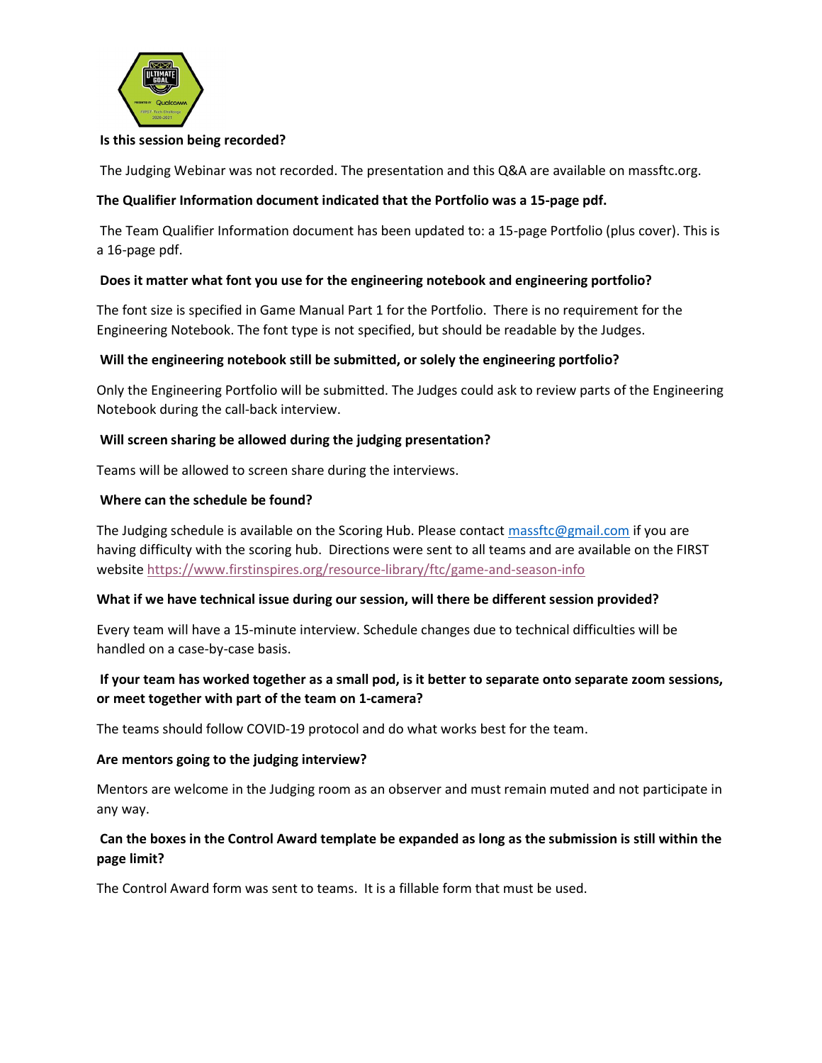**Is this session being recorded?**

The Judging Webinar was not recorded. The presentation and this Q&A are available on massftc.org.

**The Qualifier Information document indicated that the Portfolio was a 15-page pdf.**

The Team Qualifier Information document has been updated to: a 15-page Portfolio (plus cover). This is a 16-page pdf.

**Does it matter what font you use for the engineering notebook and engineering portfolio?**

The font size is specified in Game Manual Part 1 for the Portfolio. There is no requirement for the Engineering Notebook. The font type is not specified, but should be readable by the Judges.

**Will the engineering notebook still be submitted, or solely the engineering portfolio?**

Only the Engineering Portfolio will be submitted. The Judges could ask to review parts of the Engineering Notebook during the call-back interview.

**Will screen sharing be allowed during the judging presentation?**

Teams will be allowed to screen share during the interviews.

**Where can the schedule be found?**

The Judging schedule is available on the Scoring Hub. Please contact massftc@gmail.com if you are having difficulty with the scoring hub. Directions were sent to all teams and are available on the FIRST website https://www.firstinspires.org/resource-library/ftc/game-and-season-info

**What if we have technical issue during our session, will there be different session provided?**

Every team will have a 15-minute interview. Schedule changes due to technical difficulties will be handled on a case-by-case basis.

**If your team has worked together as a small pod, is it better to separate onto separate zoom sessions, or meet together with part of the team on 1-camera?**

The teams should follow COVID-19 protocol and do what works best for the team.

**Are mentors going to the judging interview?**

Mentors are welcome in the Judging room as an observer and must remain muted and not participate in any way.

**Can the boxes in the Control Award template be expanded as long as the submission is still within the page limit?**

The Control Award form was sent to teams. It is a fillable form that must be used.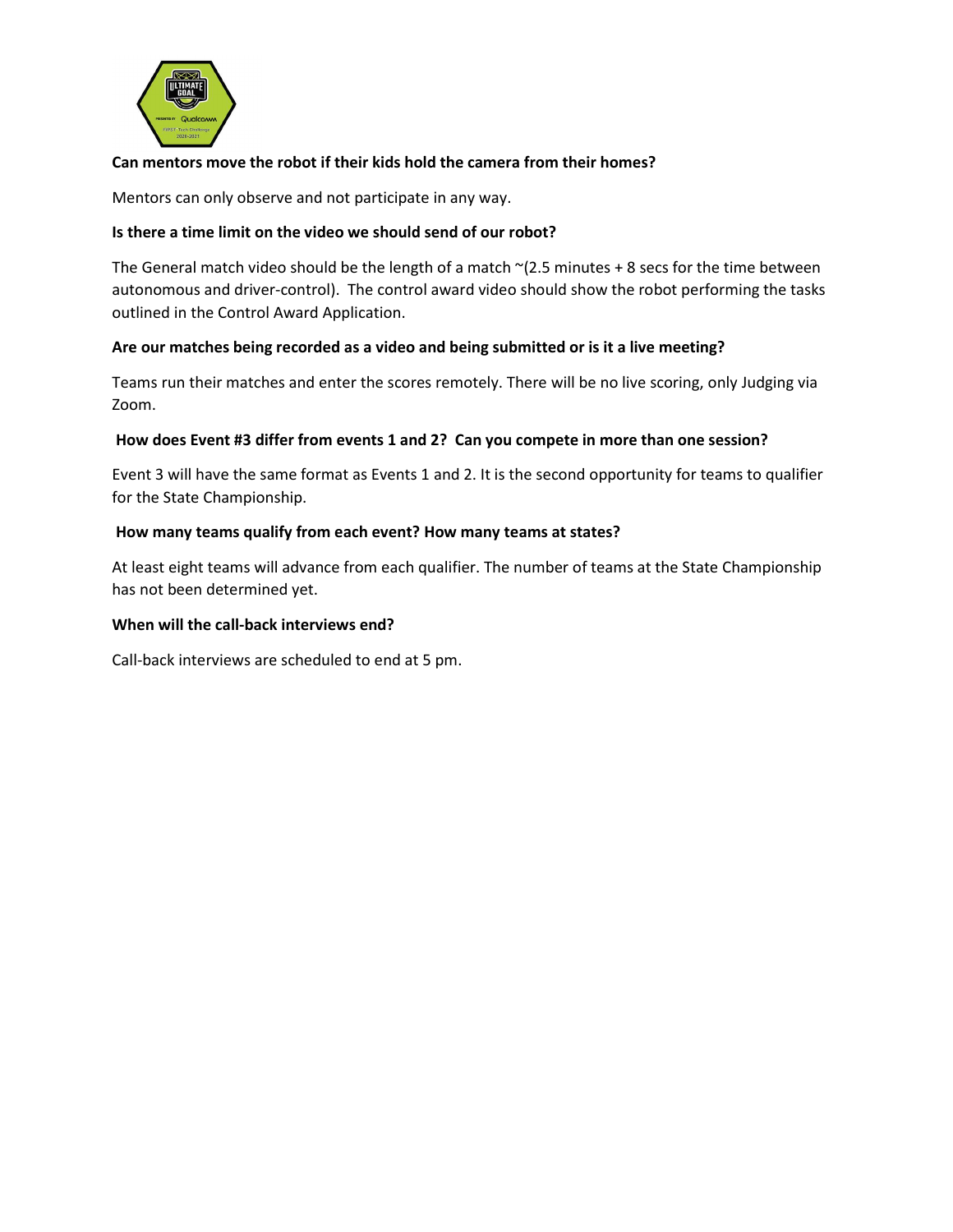**Can mentors move the robot if their kids hold the camera from their homes?**

Mentors can only observe and not participate in any way.

**Is there a time limit on the video we should send of our robot?**

The General match video should be the length of a match ~(2.5 minutes + 8 secs for the time between autonomous and driver-control). The control award video should show the robot performing the tasks outlined in the Control Award Application.

**Are our matches being recorded as a video and being submitted or is it a live meeting?**

Teams run their matches and enter the scores remotely. There will be no live scoring, only Judging via Zoom.

**How does Event #3 differ from events 1 and 2? Can you compete in more than one session?**

Event 3 will have the same format as Events 1 and 2. It is the second opportunity for teams to qualifier for the State Championship.

**How many teams qualify from each event? How many teams at states?**

At least eight teams will advance from each qualifier. The number of teams at the State Championship has not been determined yet.

**When will the call-back interviews end?**

Call-back interviews are scheduled to end at 5 pm.